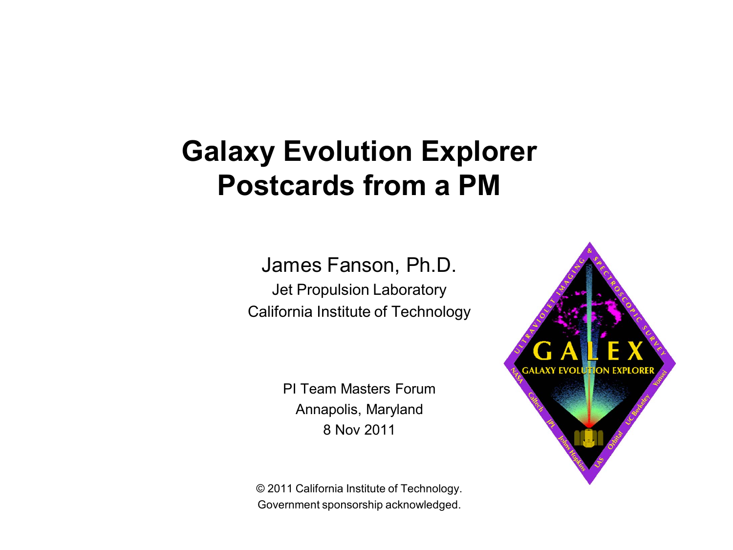# Galaxy Evolution Explorer
# Postcards from a PM

James Fanson, Ph.D.

Jet Propulsion Laboratory

California Institute of Technology

PI Team Masters Forum

Annapolis, Maryland

8 Nov 2011

© 2011 California Institute of Technology.
Government sponsorship acknowledged.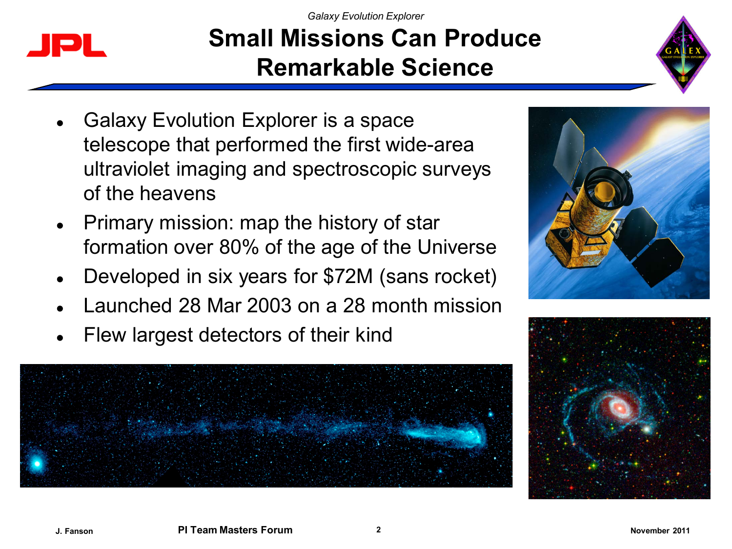# Small Missions Can Produce Remarkable Science

- Galaxy Evolution Explorer is a space telescope that performed the first wide-area ultraviolet imaging and spectroscopic surveys of the heavens
- Primary mission: map the history of star formation over 80% of the age of the Universe
- Developed in six years for $72M (sans rocket)
- Launched 28 Mar 2003 on a 28 month mission
- Flew largest detectors of their kind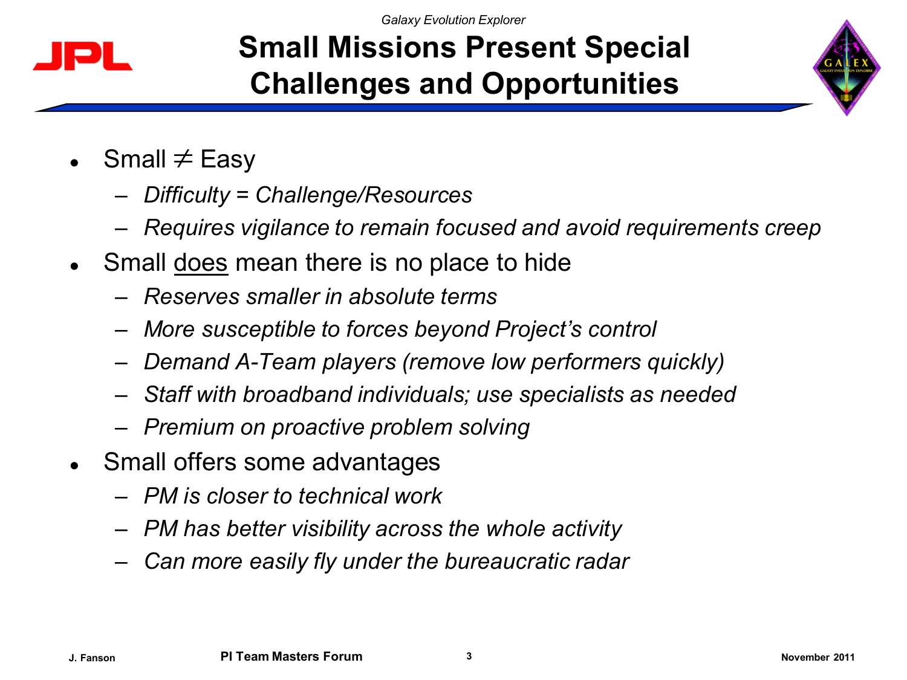# Small Missions Present Special Challenges and Opportunities

- Small ≠ Easy
  - *Difficulty = Challenge/Resources*
  - *Requires vigilance to remain focused and avoid requirements creep*
- Small <u>does</u> mean there is no place to hide
  - *Reserves smaller in absolute terms*
  - *More susceptible to forces beyond Project's control*
  - *Demand A-Team players (remove low performers quickly)*
  - *Staff with broadband individuals; use specialists as needed*
  - *Premium on proactive problem solving*
- Small offers some advantages
  - *PM is closer to technical work*
  - *PM has better visibility across the whole activity*
  - *Can more easily fly under the bureaucratic radar*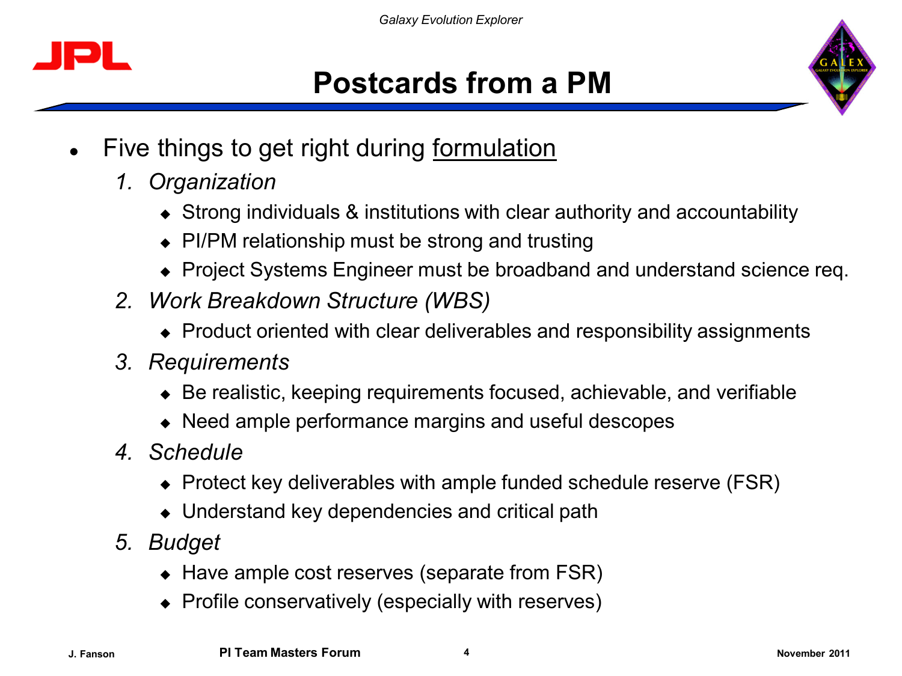# Postcards from a PM

- Five things to get right during formulation
  1. *Organization*
     - Strong individuals & institutions with clear authority and accountability
     - PI/PM relationship must be strong and trusting
     - Project Systems Engineer must be broadband and understand science req.
  2. *Work Breakdown Structure (WBS)*
     - Product oriented with clear deliverables and responsibility assignments
  3. *Requirements*
     - Be realistic, keeping requirements focused, achievable, and verifiable
     - Need ample performance margins and useful descopes
  4. *Schedule*
     - Protect key deliverables with ample funded schedule reserve (FSR)
     - Understand key dependencies and critical path
  5. *Budget*
     - Have ample cost reserves (separate from FSR)
     - Profile conservatively (especially with reserves)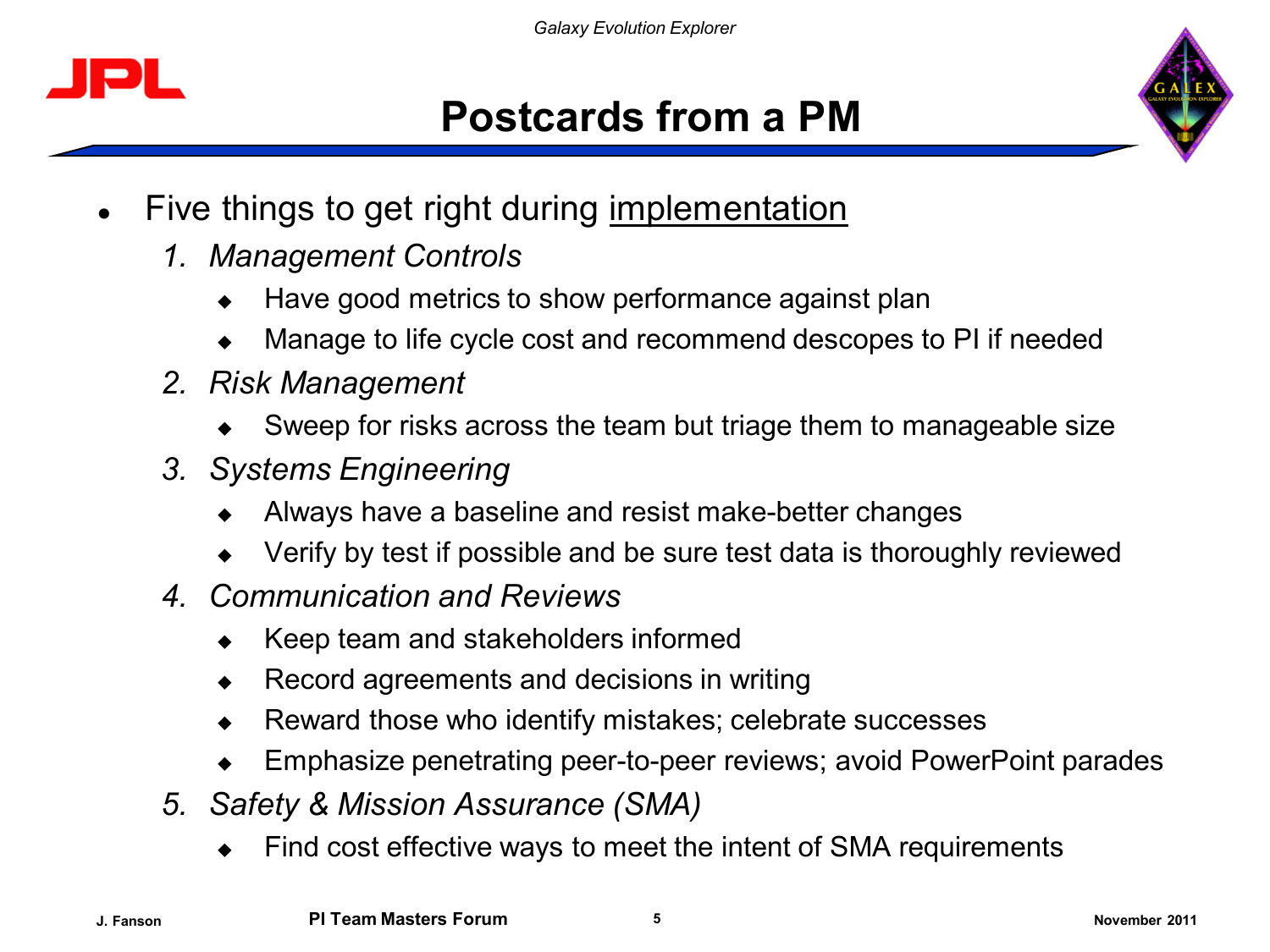# Postcards from a PM

- Five things to get right during implementation
  1. *Management Controls*
     - Have good metrics to show performance against plan
     - Manage to life cycle cost and recommend descopes to PI if needed
  2. *Risk Management*
     - Sweep for risks across the team but triage them to manageable size
  3. *Systems Engineering*
     - Always have a baseline and resist make-better changes
     - Verify by test if possible and be sure test data is thoroughly reviewed
  4. *Communication and Reviews*
     - Keep team and stakeholders informed
     - Record agreements and decisions in writing
     - Reward those who identify mistakes; celebrate successes
     - Emphasize penetrating peer-to-peer reviews; avoid PowerPoint parades
  5. *Safety & Mission Assurance (SMA)*
     - Find cost effective ways to meet the intent of SMA requirements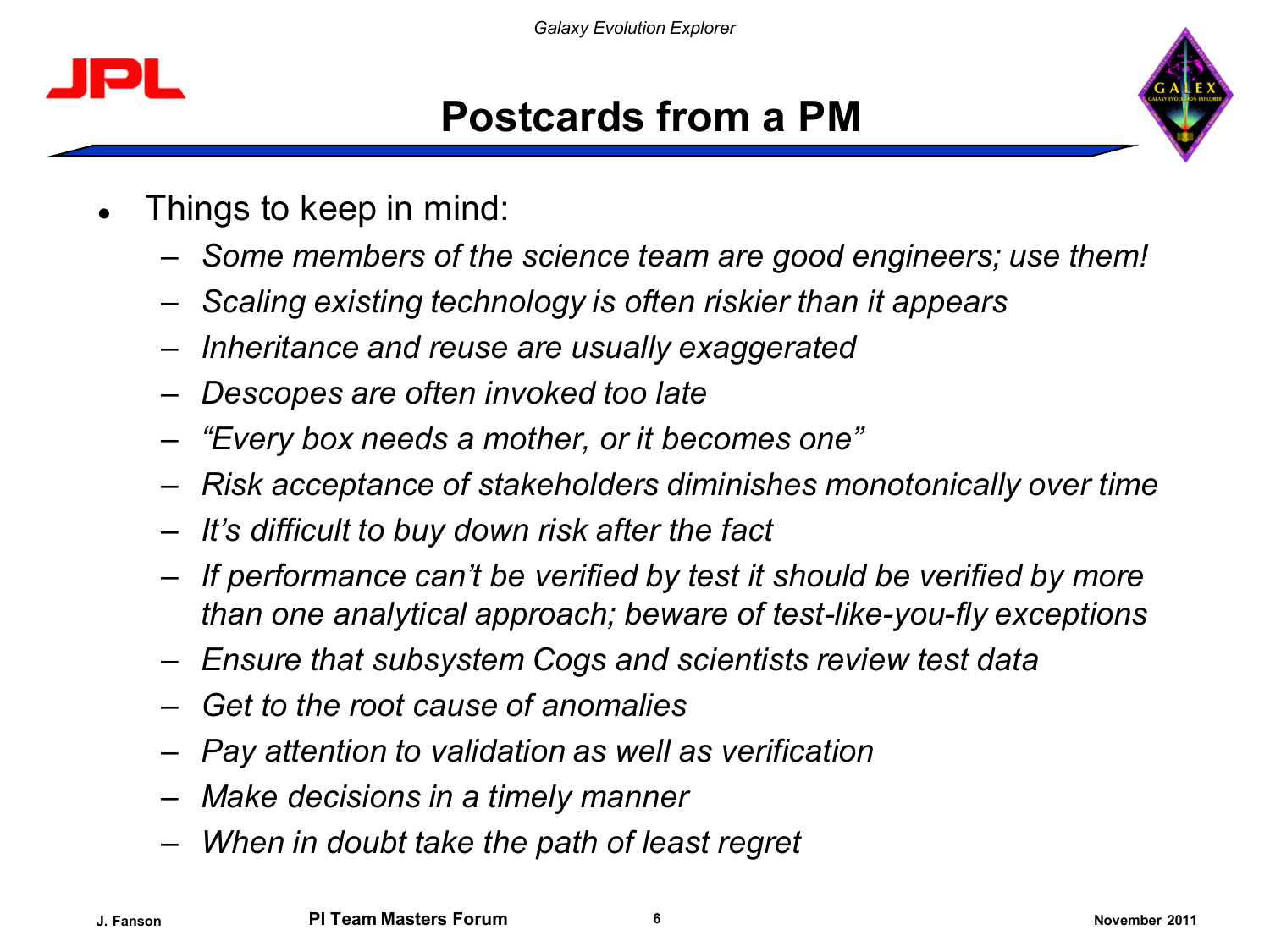# Postcards from a PM

- Things to keep in mind:
  - *Some members of the science team are good engineers; use them!*
  - *Scaling existing technology is often riskier than it appears*
  - *Inheritance and reuse are usually exaggerated*
  - *Descopes are often invoked too late*
  - *"Every box needs a mother, or it becomes one"*
  - *Risk acceptance of stakeholders diminishes monotonically over time*
  - *It's difficult to buy down risk after the fact*
  - *If performance can't be verified by test it should be verified by more than one analytical approach; beware of test-like-you-fly exceptions*
  - *Ensure that subsystem Cogs and scientists review test data*
  - *Get to the root cause of anomalies*
  - *Pay attention to validation as well as verification*
  - *Make decisions in a timely manner*
  - *When in doubt take the path of least regret*